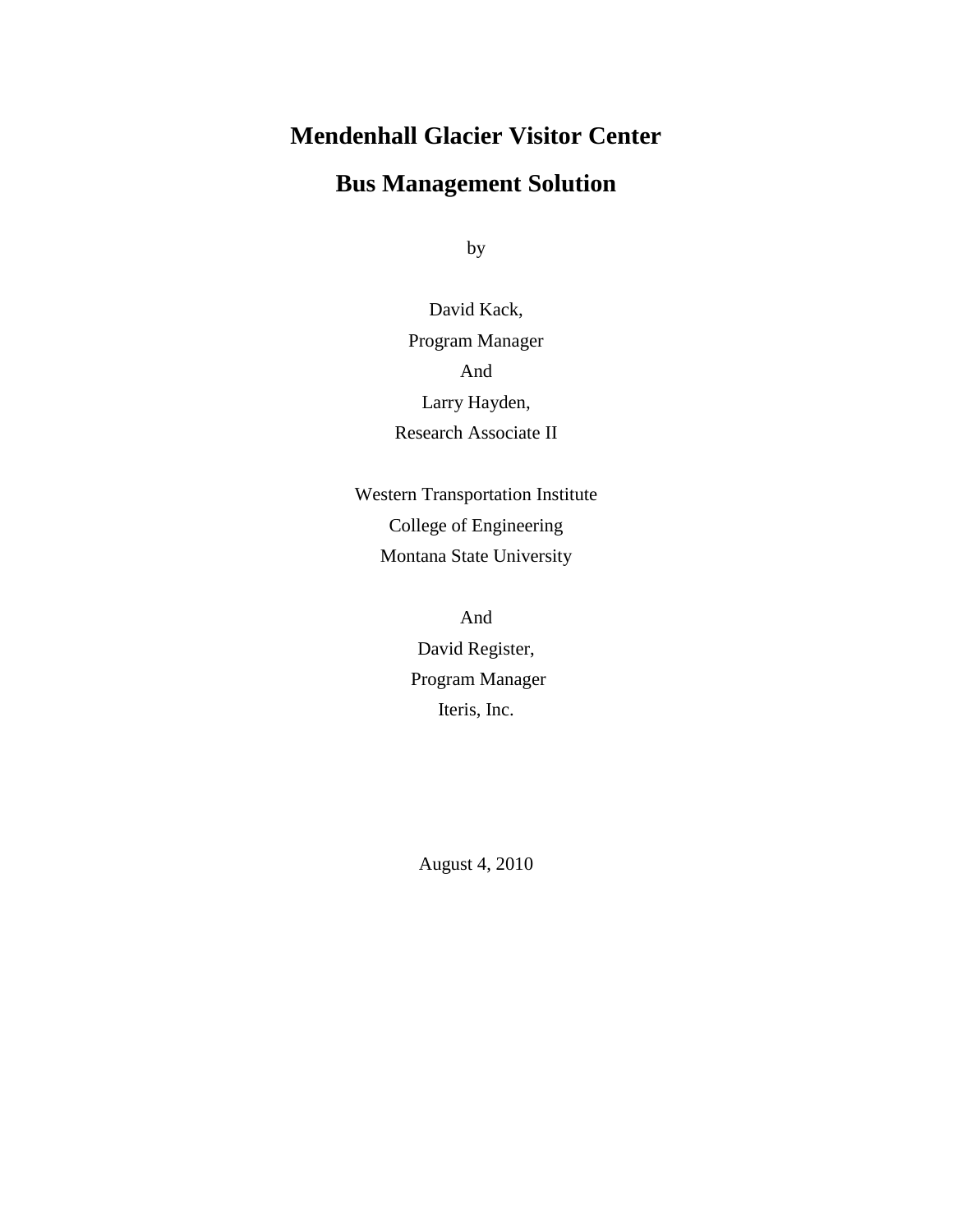# Mendenhall Glacier Visitor Center

# Bus Management Solution

by

David Kack,
Program Manager
And
Larry Hayden,
Research Associate II

Western Transportation Institute
College of Engineering
Montana State University

And
David Register,
Program Manager
Iteris, Inc.

August 4, 2010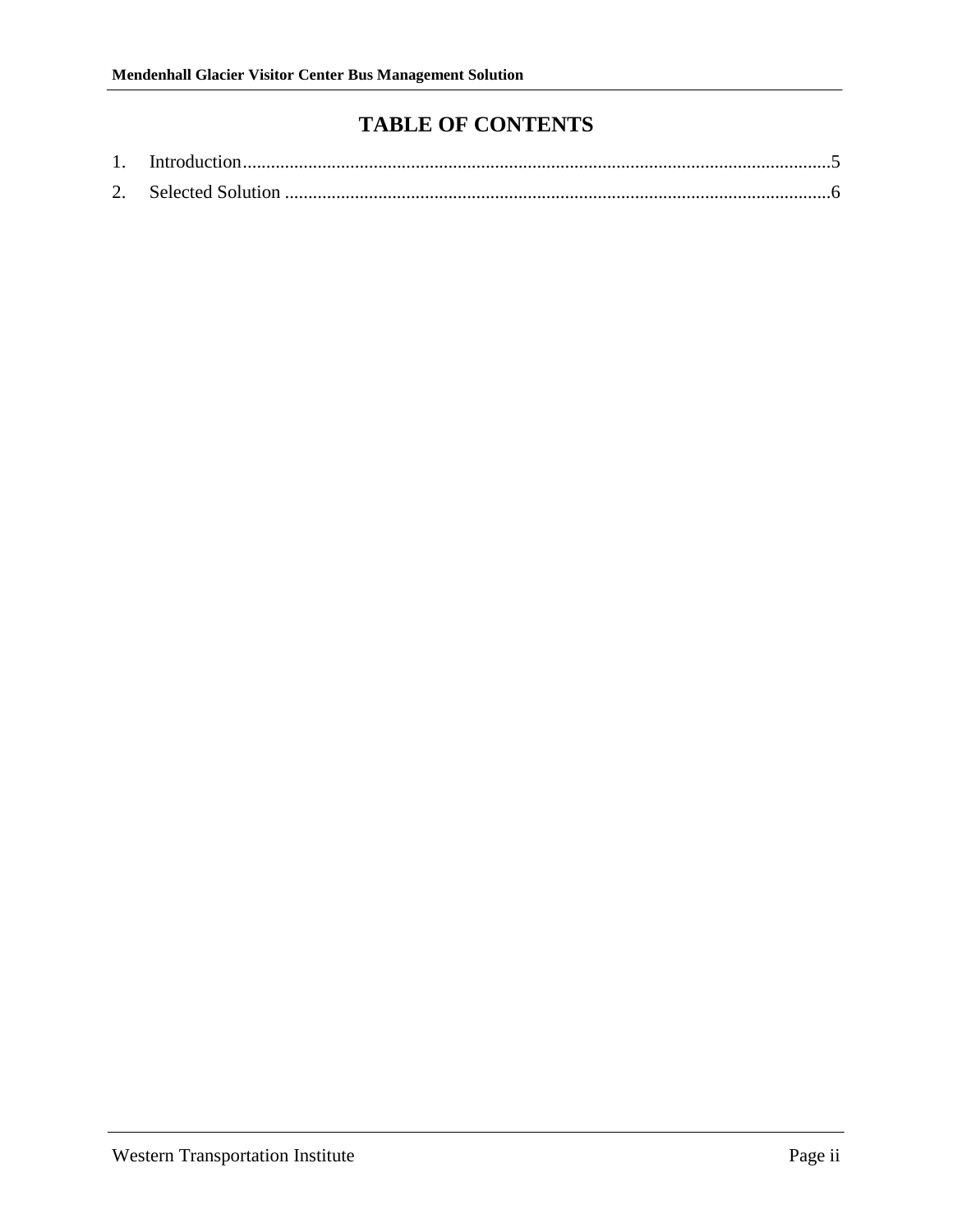# TABLE OF CONTENTS

1. Introduction ............................................................................................................................. 5
2. Selected Solution ..................................................................................................................... 6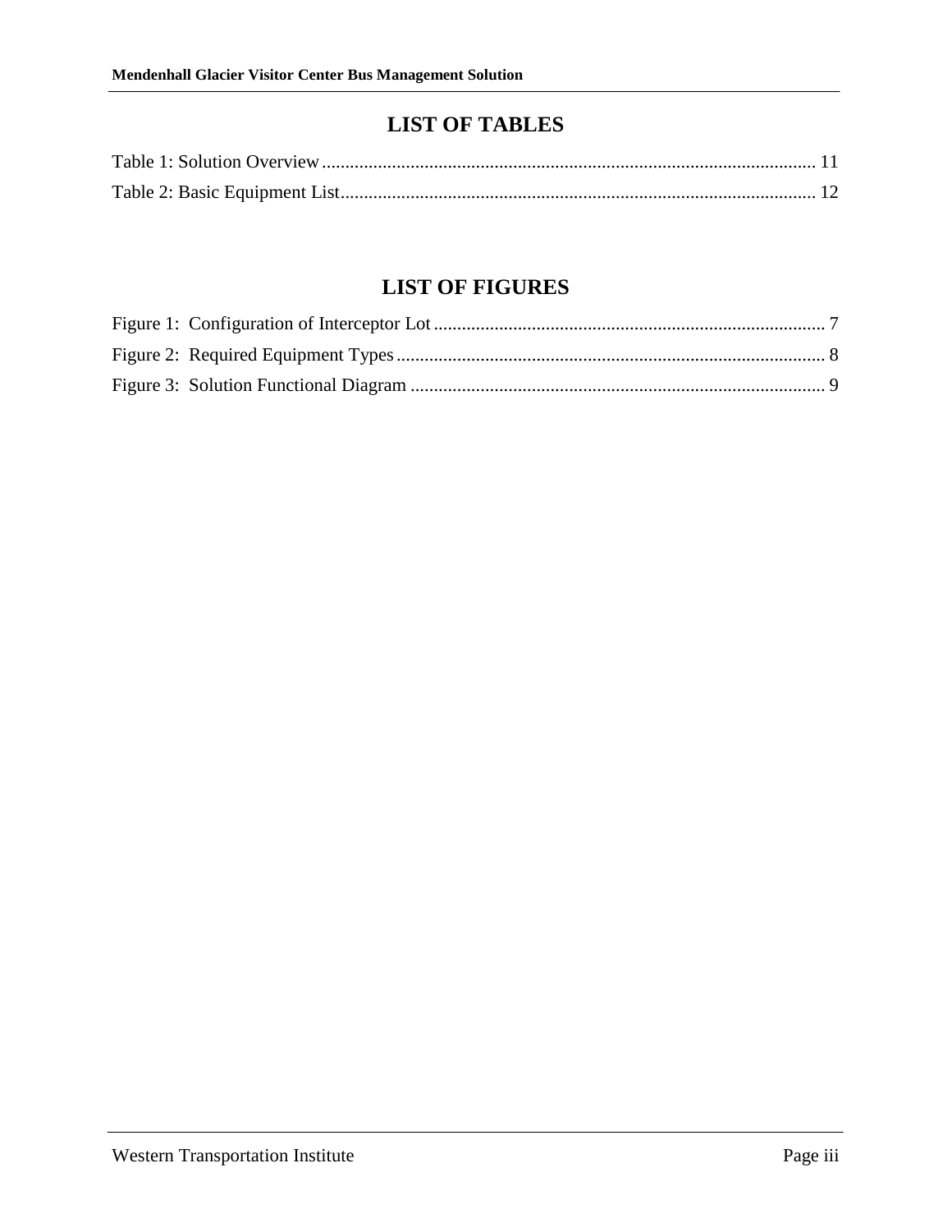## LIST OF TABLES

Table 1: Solution Overview ........................................................................................................ 11

Table 2: Basic Equipment List .................................................................................................... 12

## LIST OF FIGURES

Figure 1: Configuration of Interceptor Lot ................................................................................... 7

Figure 2: Required Equipment Types .......................................................................................... 8

Figure 3: Solution Functional Diagram ........................................................................................ 9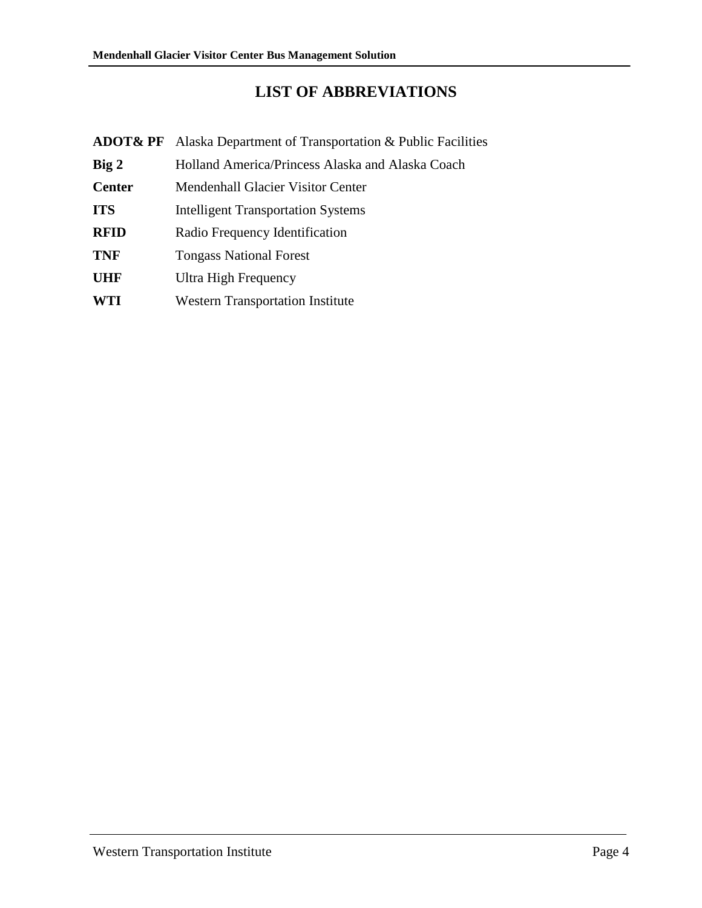# LIST OF ABBREVIATIONS

| | |
|---|---|
| **ADOT& PF** | Alaska Department of Transportation & Public Facilities |
| **Big 2** | Holland America/Princess Alaska and Alaska Coach |
| **Center** | Mendenhall Glacier Visitor Center |
| **ITS** | Intelligent Transportation Systems |
| **RFID** | Radio Frequency Identification |
| **TNF** | Tongass National Forest |
| **UHF** | Ultra High Frequency |
| **WTI** | Western Transportation Institute |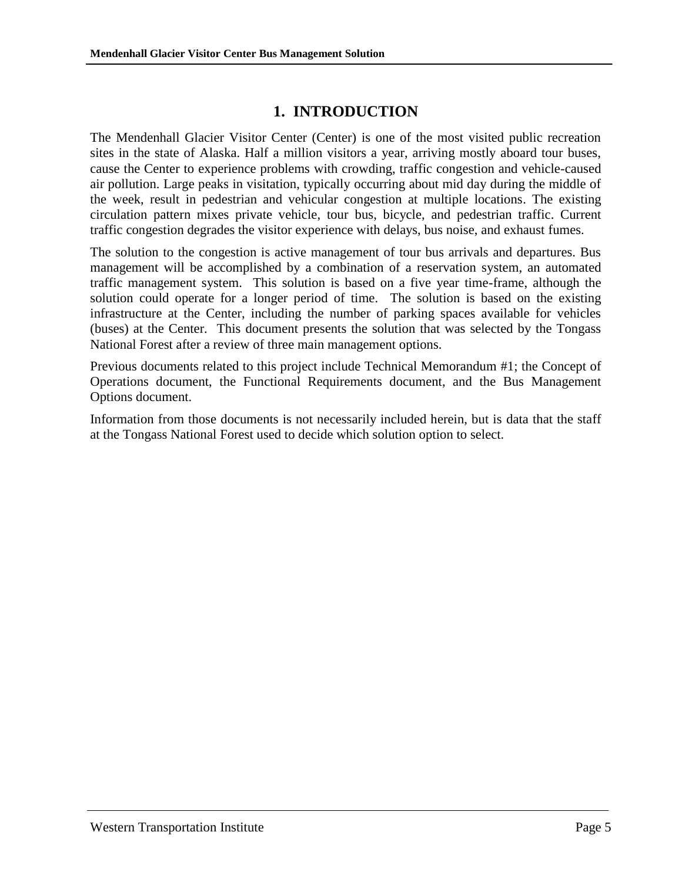# 1. INTRODUCTION

The Mendenhall Glacier Visitor Center (Center) is one of the most visited public recreation sites in the state of Alaska. Half a million visitors a year, arriving mostly aboard tour buses, cause the Center to experience problems with crowding, traffic congestion and vehicle-caused air pollution. Large peaks in visitation, typically occurring about mid day during the middle of the week, result in pedestrian and vehicular congestion at multiple locations. The existing circulation pattern mixes private vehicle, tour bus, bicycle, and pedestrian traffic. Current traffic congestion degrades the visitor experience with delays, bus noise, and exhaust fumes.

The solution to the congestion is active management of tour bus arrivals and departures. Bus management will be accomplished by a combination of a reservation system, an automated traffic management system. This solution is based on a five year time-frame, although the solution could operate for a longer period of time. The solution is based on the existing infrastructure at the Center, including the number of parking spaces available for vehicles (buses) at the Center. This document presents the solution that was selected by the Tongass National Forest after a review of three main management options.

Previous documents related to this project include Technical Memorandum #1; the Concept of Operations document, the Functional Requirements document, and the Bus Management Options document.

Information from those documents is not necessarily included herein, but is data that the staff at the Tongass National Forest used to decide which solution option to select.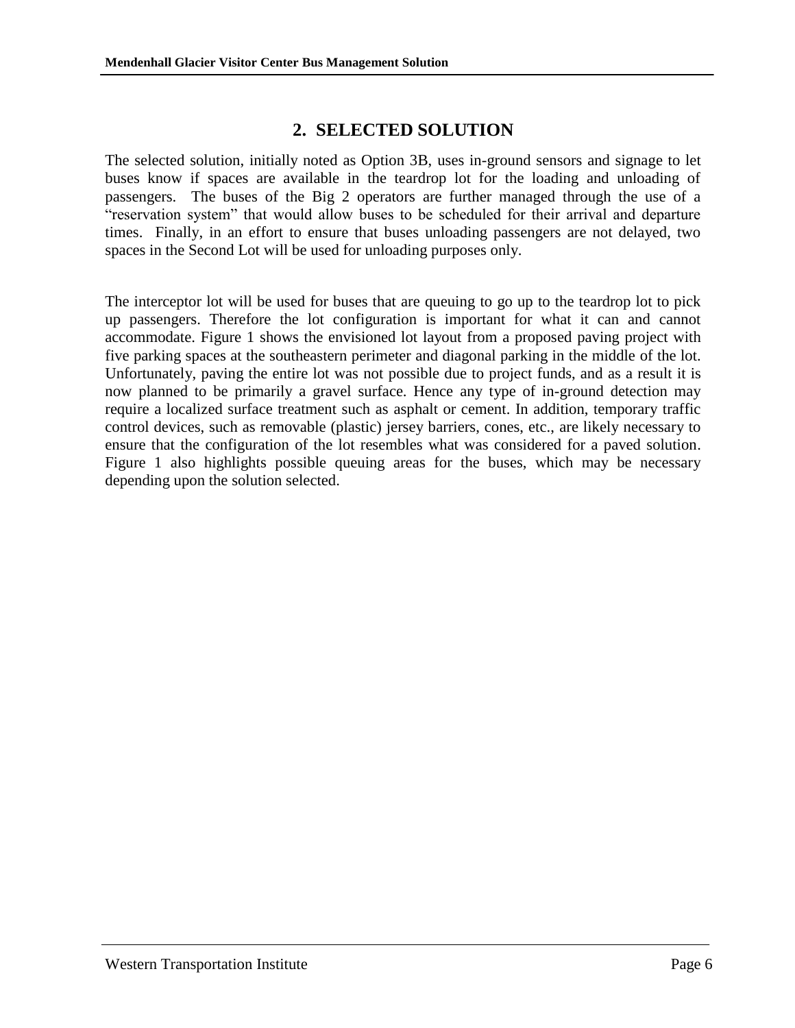## 2. SELECTED SOLUTION

The selected solution, initially noted as Option 3B, uses in-ground sensors and signage to let buses know if spaces are available in the teardrop lot for the loading and unloading of passengers. The buses of the Big 2 operators are further managed through the use of a "reservation system" that would allow buses to be scheduled for their arrival and departure times. Finally, in an effort to ensure that buses unloading passengers are not delayed, two spaces in the Second Lot will be used for unloading purposes only.

The interceptor lot will be used for buses that are queuing to go up to the teardrop lot to pick up passengers. Therefore the lot configuration is important for what it can and cannot accommodate. Figure 1 shows the envisioned lot layout from a proposed paving project with five parking spaces at the southeastern perimeter and diagonal parking in the middle of the lot. Unfortunately, paving the entire lot was not possible due to project funds, and as a result it is now planned to be primarily a gravel surface. Hence any type of in-ground detection may require a localized surface treatment such as asphalt or cement. In addition, temporary traffic control devices, such as removable (plastic) jersey barriers, cones, etc., are likely necessary to ensure that the configuration of the lot resembles what was considered for a paved solution. Figure 1 also highlights possible queuing areas for the buses, which may be necessary depending upon the solution selected.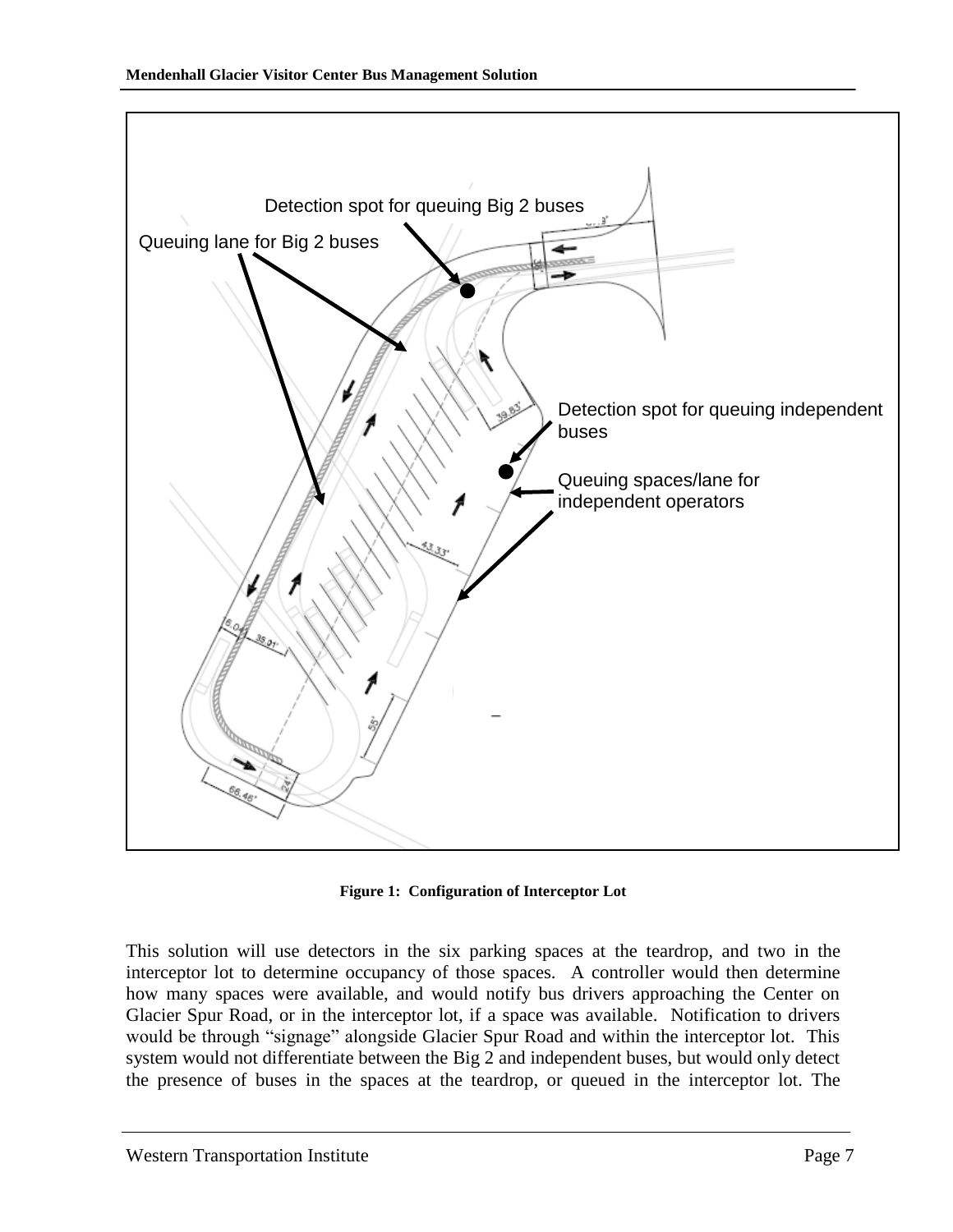Figure 1: Configuration of Interceptor Lot

This solution will use detectors in the six parking spaces at the teardrop, and two in the interceptor lot to determine occupancy of those spaces. A controller would then determine how many spaces were available, and would notify bus drivers approaching the Center on Glacier Spur Road, or in the interceptor lot, if a space was available. Notification to drivers would be through "signage" alongside Glacier Spur Road and within the interceptor lot. This system would not differentiate between the Big 2 and independent buses, but would only detect the presence of buses in the spaces at the teardrop, or queued in the interceptor lot. The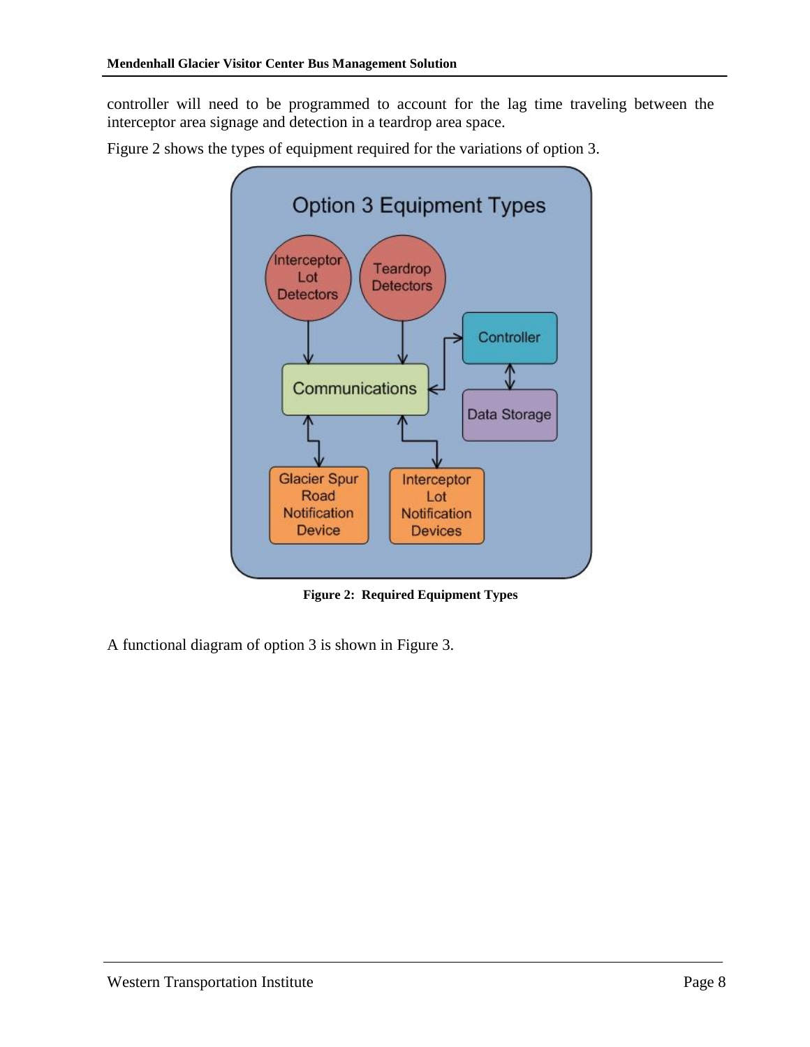controller will need to be programmed to account for the lag time traveling between the interceptor area signage and detection in a teardrop area space.

Figure 2 shows the types of equipment required for the variations of option 3.

**Figure 2: Required Equipment Types**

A functional diagram of option 3 is shown in Figure 3.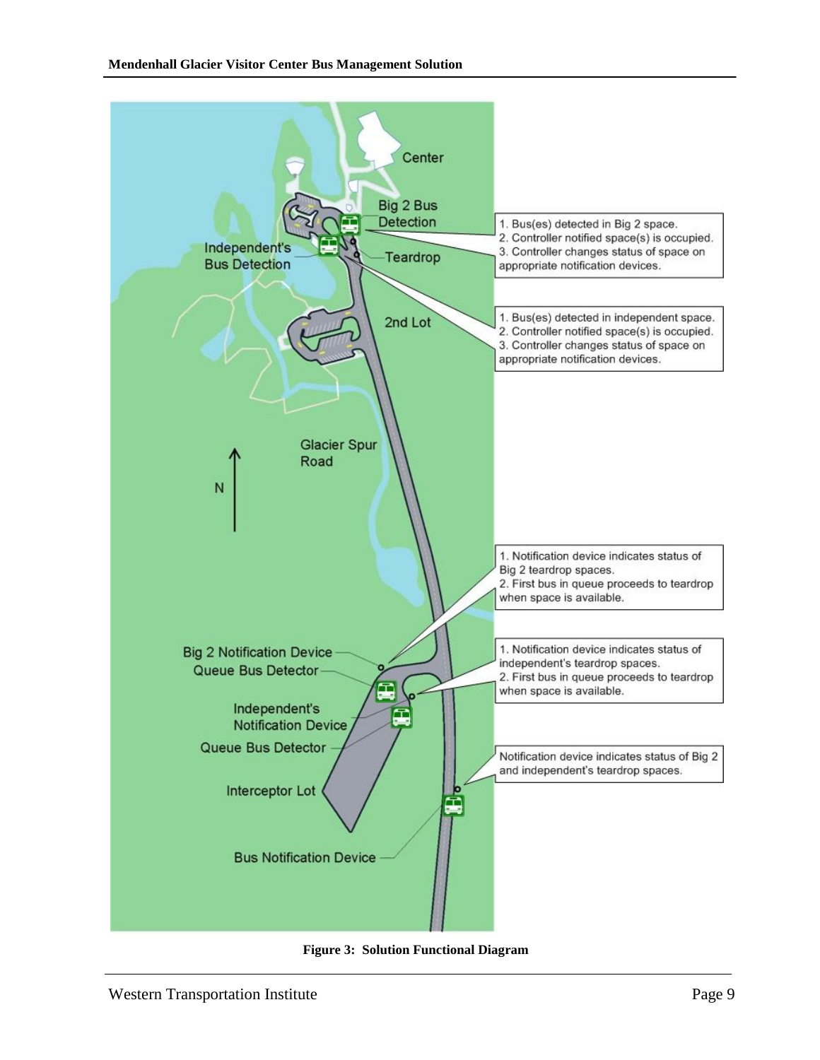1. Bus(es) detected in Big 2 space.
2. Controller notified space(s) is occupied.
3. Controller changes status of space on appropriate notification devices.

1. Bus(es) detected in independent space.
2. Controller notified space(s) is occupied.
3. Controller changes status of space on appropriate notification devices.

1. Notification device indicates status of Big 2 teardrop spaces.
2. First bus in queue proceeds to teardrop when space is available.

1. Notification device indicates status of independent's teardrop spaces.
2. First bus in queue proceeds to teardrop when space is available.

Notification device indicates status of Big 2 and independent's teardrop spaces.

**Figure 3: Solution Functional Diagram**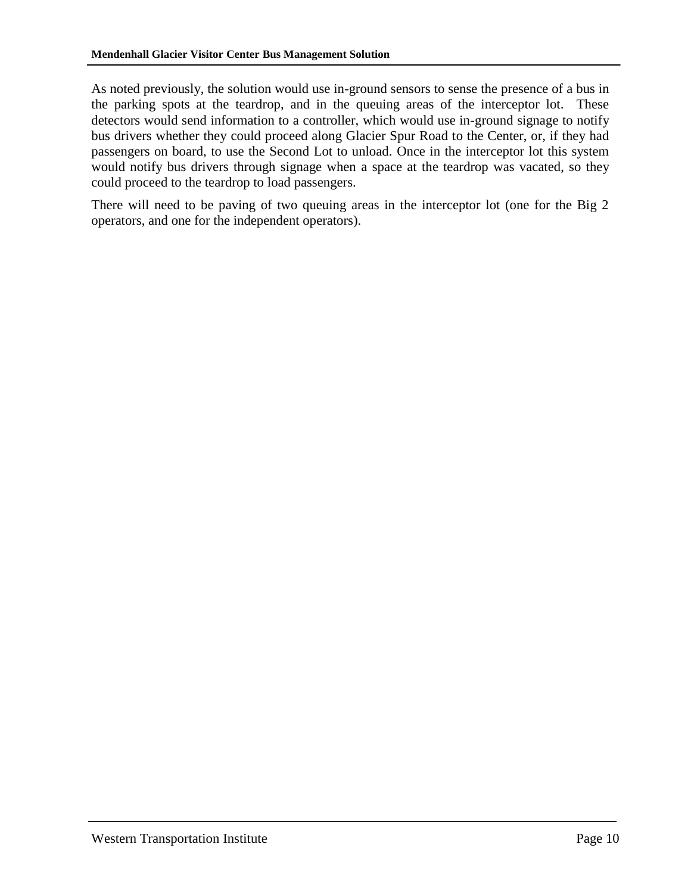As noted previously, the solution would use in-ground sensors to sense the presence of a bus in the parking spots at the teardrop, and in the queuing areas of the interceptor lot. These detectors would send information to a controller, which would use in-ground signage to notify bus drivers whether they could proceed along Glacier Spur Road to the Center, or, if they had passengers on board, to use the Second Lot to unload. Once in the interceptor lot this system would notify bus drivers through signage when a space at the teardrop was vacated, so they could proceed to the teardrop to load passengers.

There will need to be paving of two queuing areas in the interceptor lot (one for the Big 2 operators, and one for the independent operators).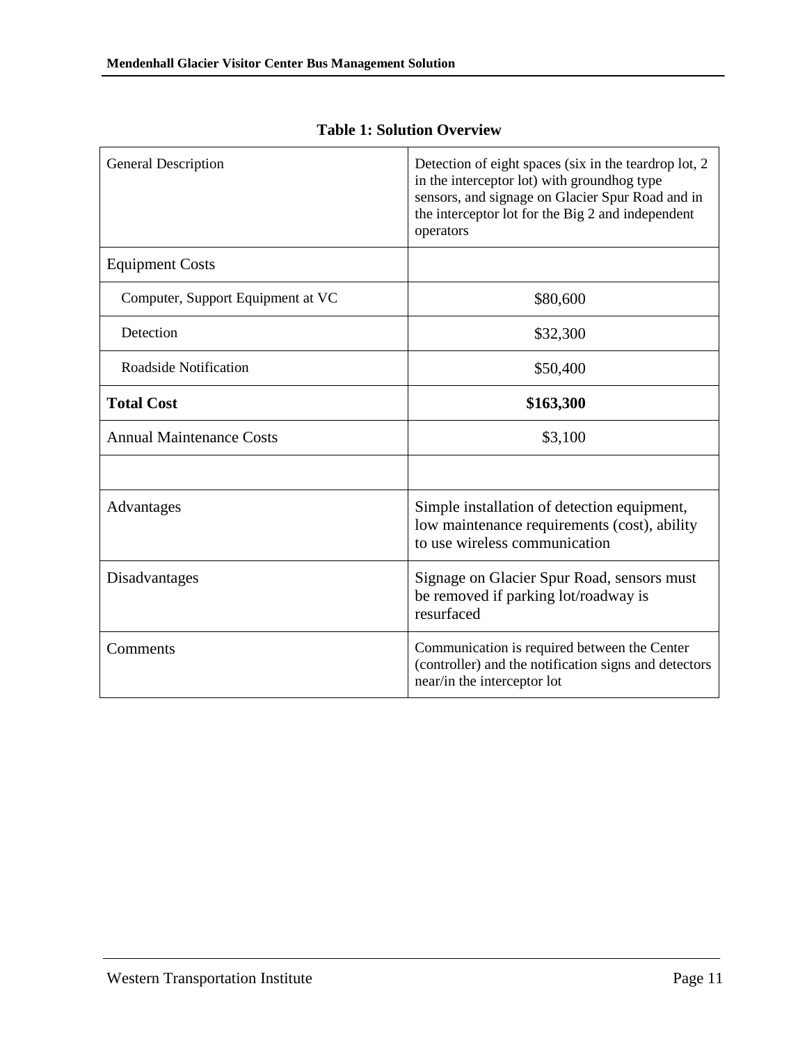**Table 1: Solution Overview**

| | |
|---|---|
| General Description | Detection of eight spaces (six in the teardrop lot, 2 in the interceptor lot) with groundhog type sensors, and signage on Glacier Spur Road and in the interceptor lot for the Big 2 and independent operators |
| Equipment Costs | |
| Computer, Support Equipment at VC | $80,600 |
| Detection | $32,300 |
| Roadside Notification | $50,400 |
| **Total Cost** | **$163,300** |
| Annual Maintenance Costs | $3,100 |
| | |
| Advantages | Simple installation of detection equipment, low maintenance requirements (cost), ability to use wireless communication |
| Disadvantages | Signage on Glacier Spur Road, sensors must be removed if parking lot/roadway is resurfaced |
| Comments | Communication is required between the Center (controller) and the notification signs and detectors near/in the interceptor lot |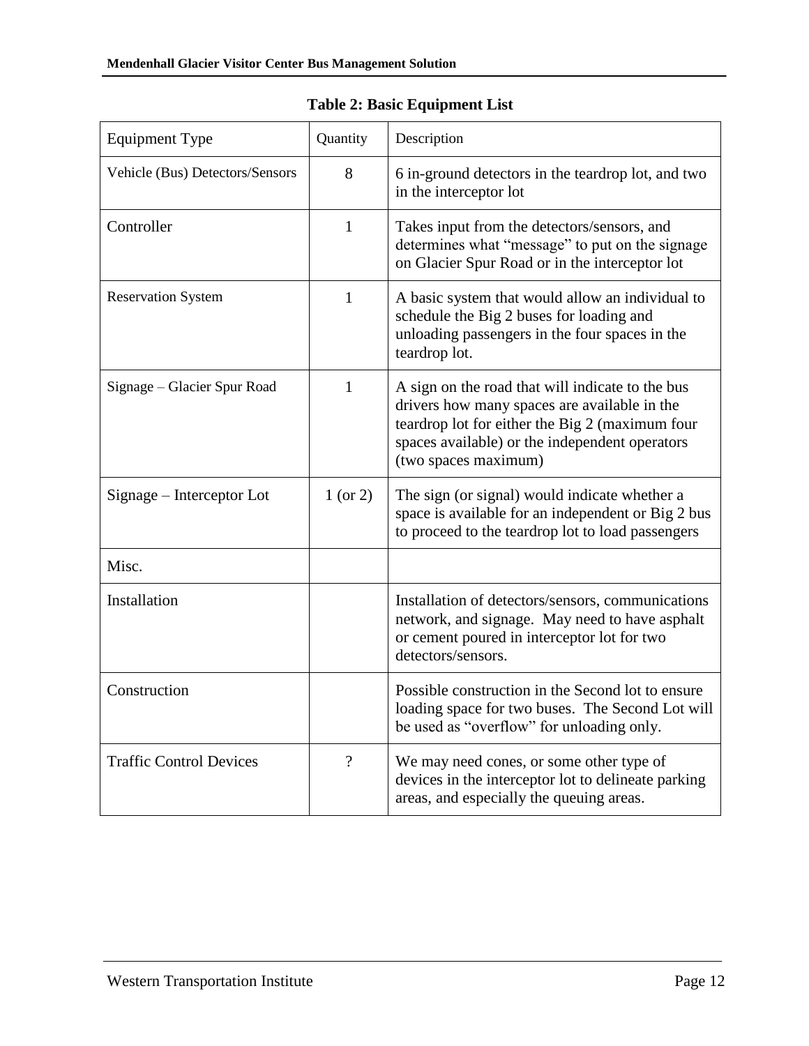**Table 2: Basic Equipment List**

| Equipment Type | Quantity | Description |
|---|---|---|
| Vehicle (Bus) Detectors/Sensors | 8 | 6 in-ground detectors in the teardrop lot, and two in the interceptor lot |
| Controller | 1 | Takes input from the detectors/sensors, and determines what "message" to put on the signage on Glacier Spur Road or in the interceptor lot |
| Reservation System | 1 | A basic system that would allow an individual to schedule the Big 2 buses for loading and unloading passengers in the four spaces in the teardrop lot. |
| Signage – Glacier Spur Road | 1 | A sign on the road that will indicate to the bus drivers how many spaces are available in the teardrop lot for either the Big 2 (maximum four spaces available) or the independent operators (two spaces maximum) |
| Signage – Interceptor Lot | 1 (or 2) | The sign (or signal) would indicate whether a space is available for an independent or Big 2 bus to proceed to the teardrop lot to load passengers |
| Misc. | | |
| Installation | | Installation of detectors/sensors, communications network, and signage. May need to have asphalt or cement poured in interceptor lot for two detectors/sensors. |
| Construction | | Possible construction in the Second lot to ensure loading space for two buses. The Second Lot will be used as "overflow" for unloading only. |
| Traffic Control Devices | ? | We may need cones, or some other type of devices in the interceptor lot to delineate parking areas, and especially the queuing areas. |